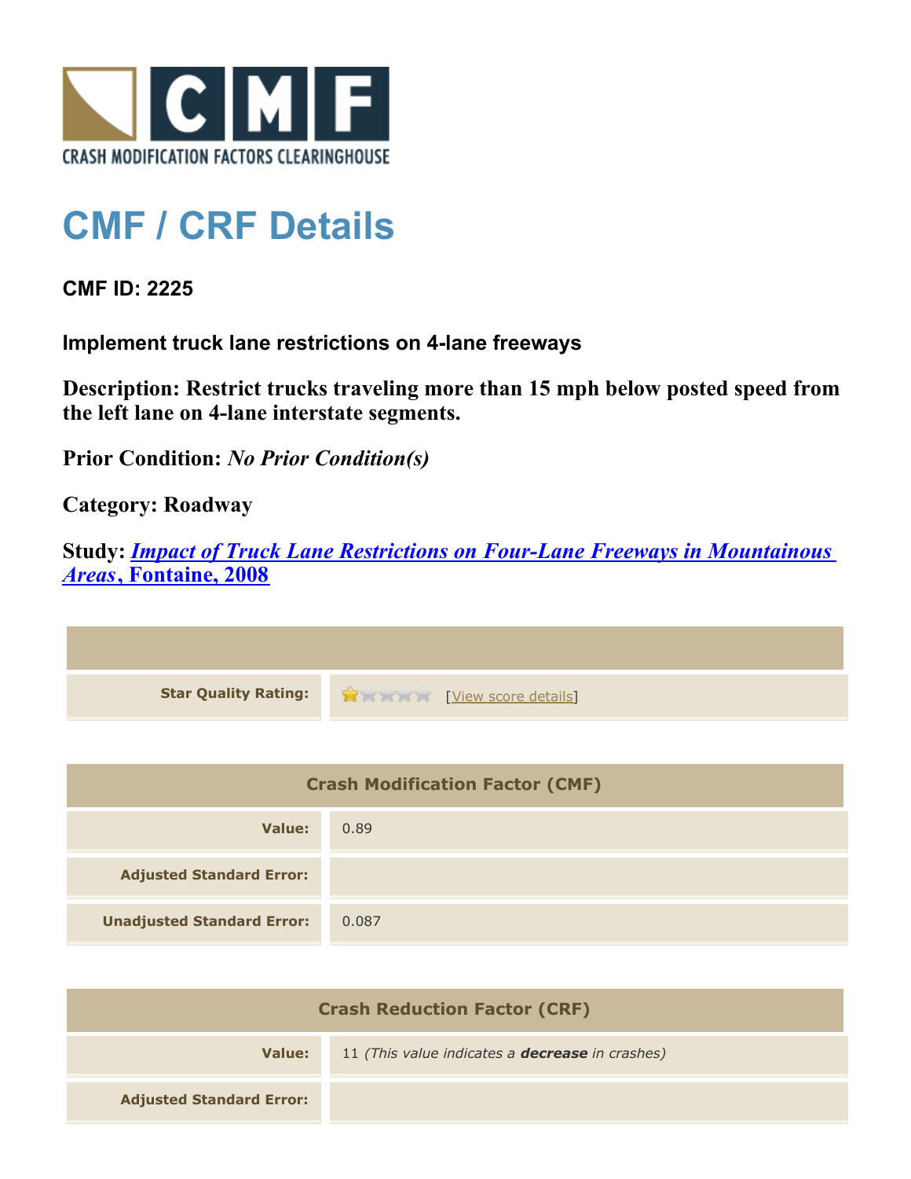CRASH MODIFICATION FACTORS CLEARINGHOUSE

# CMF / CRF Details

**CMF ID: 2225**

**Implement truck lane restrictions on 4-lane freeways**

**Description: Restrict trucks traveling more than 15 mph below posted speed from the left lane on 4-lane interstate segments.**

**Prior Condition:** *No Prior Condition(s)*

**Category: Roadway**

**Study:** ***Impact of Truck Lane Restrictions on Four-Lane Freeways in Mountainous Areas*, Fontaine, 2008**

| | |
|---|---|
| **Star Quality Rating:** | 1 star [View score details] |

| Crash Modification Factor (CMF) | |
|---|---|
| **Value:** | 0.89 |
| **Adjusted Standard Error:** | |
| **Unadjusted Standard Error:** | 0.087 |

| Crash Reduction Factor (CRF) | |
|---|---|
| **Value:** | 11 *(This value indicates a **decrease** in crashes)* |
| **Adjusted Standard Error:** | |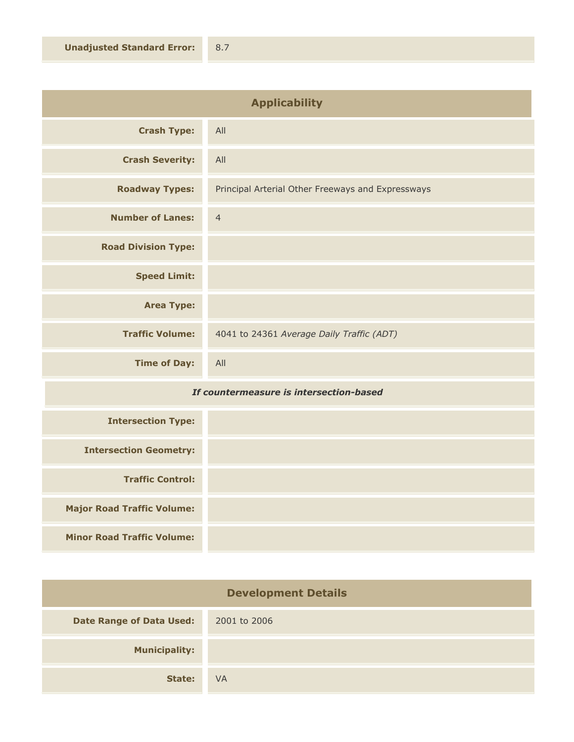| | |
|---|---|
| **Unadjusted Standard Error:** | 8.7 |

## Applicability

| | |
|---|---|
| **Crash Type:** | All |
| **Crash Severity:** | All |
| **Roadway Types:** | Principal Arterial Other Freeways and Expressways |
| **Number of Lanes:** | 4 |
| **Road Division Type:** | |
| **Speed Limit:** | |
| **Area Type:** | |
| **Traffic Volume:** | 4041 to 24361 *Average Daily Traffic (ADT)* |
| **Time of Day:** | All |
| ***If countermeasure is intersection-based*** | |
| **Intersection Type:** | |
| **Intersection Geometry:** | |
| **Traffic Control:** | |
| **Major Road Traffic Volume:** | |
| **Minor Road Traffic Volume:** | |

## Development Details

| | |
|---|---|
| **Date Range of Data Used:** | 2001 to 2006 |
| **Municipality:** | |
| **State:** | VA |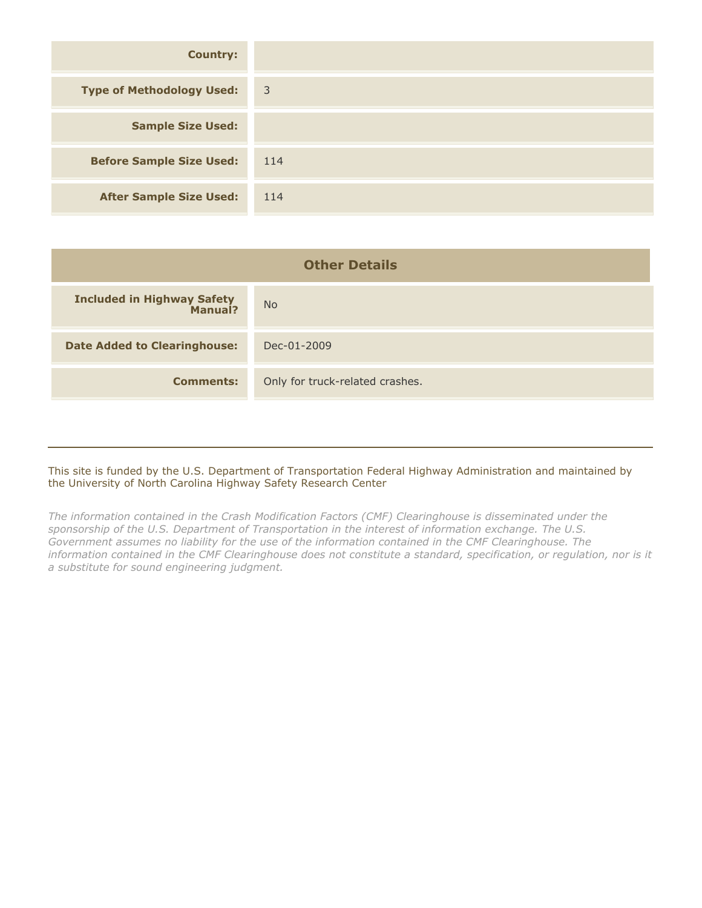| | |
|---|---|
| **Country:** | |
| **Type of Methodology Used:** | 3 |
| **Sample Size Used:** | |
| **Before Sample Size Used:** | 114 |
| **After Sample Size Used:** | 114 |

## Other Details

| | |
|---|---|
| **Included in Highway Safety Manual?** | No |
| **Date Added to Clearinghouse:** | Dec-01-2009 |
| **Comments:** | Only for truck-related crashes. |

---

This site is funded by the U.S. Department of Transportation Federal Highway Administration and maintained by the University of North Carolina Highway Safety Research Center

*The information contained in the Crash Modification Factors (CMF) Clearinghouse is disseminated under the sponsorship of the U.S. Department of Transportation in the interest of information exchange. The U.S. Government assumes no liability for the use of the information contained in the CMF Clearinghouse. The information contained in the CMF Clearinghouse does not constitute a standard, specification, or regulation, nor is it a substitute for sound engineering judgment.*